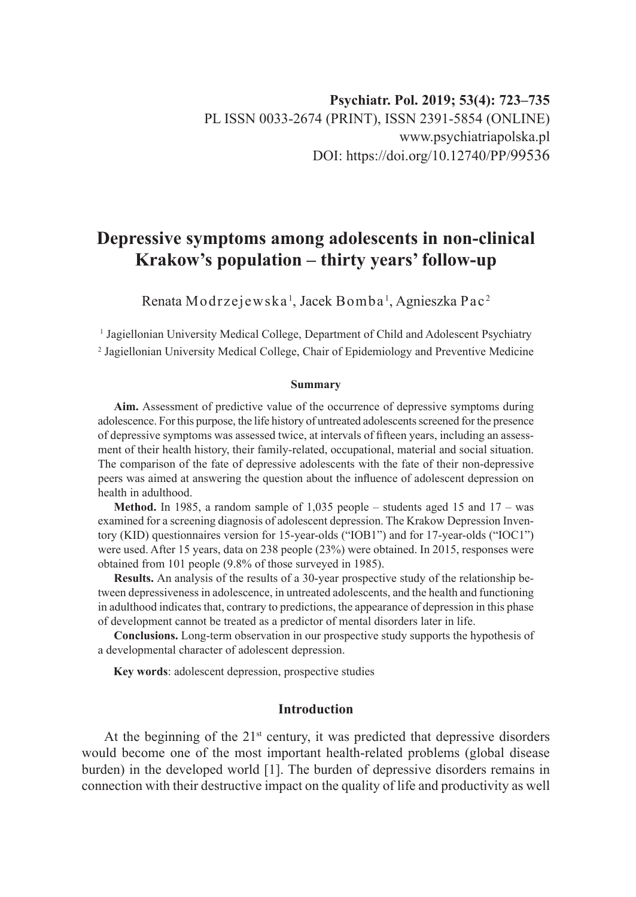Psychiatr. Pol. 2019; 53(4): 723–735
PL ISSN 0033-2674 (PRINT), ISSN 2391-5854 (ONLINE)
www.psychiatriapolska.pl
DOI: https://doi.org/10.12740/PP/99536

# Depressive symptoms among adolescents in non-clinical Krakow's population – thirty years' follow-up

Renata Modrzejewska[1], Jacek Bomba[1], Agnieszka Pac[2]

[1] Jagiellonian University Medical College, Department of Child and Adolescent Psychiatry
[2] Jagiellonian University Medical College, Chair of Epidemiology and Preventive Medicine

#### Summary

**Aim.** Assessment of predictive value of the occurrence of depressive symptoms during adolescence. For this purpose, the life history of untreated adolescents screened for the presence of depressive symptoms was assessed twice, at intervals of fifteen years, including an assessment of their health history, their family-related, occupational, material and social situation. The comparison of the fate of depressive adolescents with the fate of their non-depressive peers was aimed at answering the question about the influence of adolescent depression on health in adulthood.

**Method.** In 1985, a random sample of 1,035 people – students aged 15 and 17 – was examined for a screening diagnosis of adolescent depression. The Krakow Depression Inventory (KID) questionnaires version for 15-year-olds ("IOB1") and for 17-year-olds ("IOC1") were used. After 15 years, data on 238 people (23%) were obtained. In 2015, responses were obtained from 101 people (9.8% of those surveyed in 1985).

**Results.** An analysis of the results of a 30-year prospective study of the relationship between depressiveness in adolescence, in untreated adolescents, and the health and functioning in adulthood indicates that, contrary to predictions, the appearance of depression in this phase of development cannot be treated as a predictor of mental disorders later in life.

**Conclusions.** Long-term observation in our prospective study supports the hypothesis of a developmental character of adolescent depression.

**Key words**: adolescent depression, prospective studies

## Introduction

At the beginning of the 21st century, it was predicted that depressive disorders would become one of the most important health-related problems (global disease burden) in the developed world [1]. The burden of depressive disorders remains in connection with their destructive impact on the quality of life and productivity as well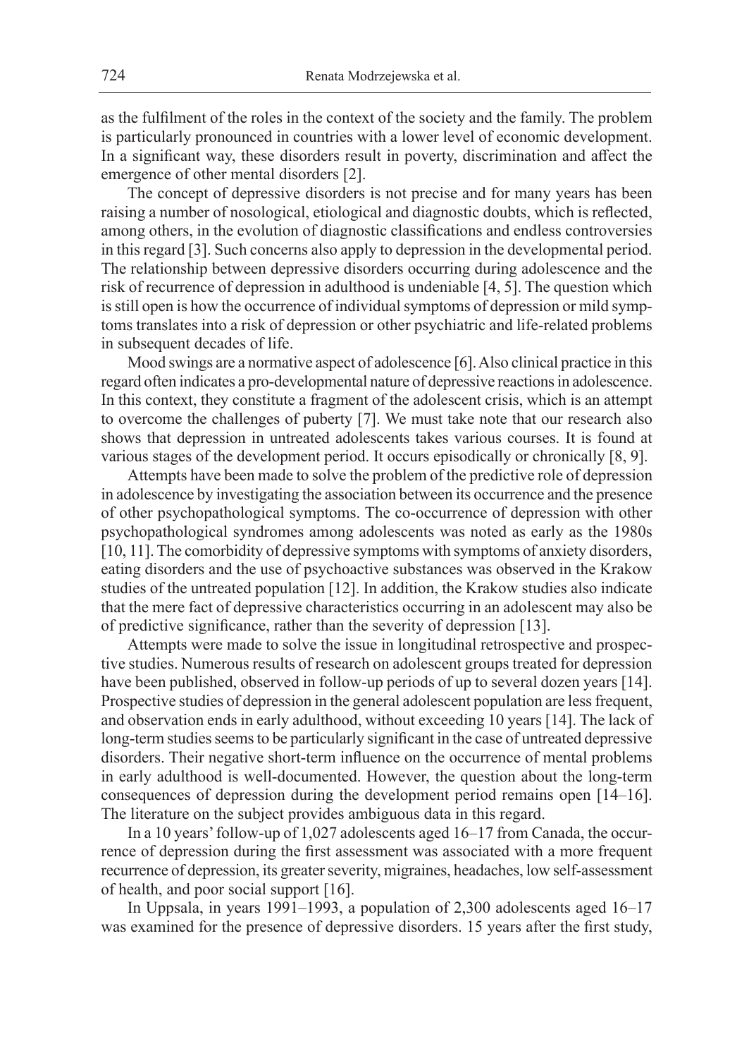as the fulfilment of the roles in the context of the society and the family. The problem is particularly pronounced in countries with a lower level of economic development. In a significant way, these disorders result in poverty, discrimination and affect the emergence of other mental disorders [2].

The concept of depressive disorders is not precise and for many years has been raising a number of nosological, etiological and diagnostic doubts, which is reflected, among others, in the evolution of diagnostic classifications and endless controversies in this regard [3]. Such concerns also apply to depression in the developmental period. The relationship between depressive disorders occurring during adolescence and the risk of recurrence of depression in adulthood is undeniable [4, 5]. The question which is still open is how the occurrence of individual symptoms of depression or mild symptoms translates into a risk of depression or other psychiatric and life-related problems in subsequent decades of life.

Mood swings are a normative aspect of adolescence [6]. Also clinical practice in this regard often indicates a pro-developmental nature of depressive reactions in adolescence. In this context, they constitute a fragment of the adolescent crisis, which is an attempt to overcome the challenges of puberty [7]. We must take note that our research also shows that depression in untreated adolescents takes various courses. It is found at various stages of the development period. It occurs episodically or chronically [8, 9].

Attempts have been made to solve the problem of the predictive role of depression in adolescence by investigating the association between its occurrence and the presence of other psychopathological symptoms. The co-occurrence of depression with other psychopathological syndromes among adolescents was noted as early as the 1980s [10, 11]. The comorbidity of depressive symptoms with symptoms of anxiety disorders, eating disorders and the use of psychoactive substances was observed in the Krakow studies of the untreated population [12]. In addition, the Krakow studies also indicate that the mere fact of depressive characteristics occurring in an adolescent may also be of predictive significance, rather than the severity of depression [13].

Attempts were made to solve the issue in longitudinal retrospective and prospective studies. Numerous results of research on adolescent groups treated for depression have been published, observed in follow-up periods of up to several dozen years [14]. Prospective studies of depression in the general adolescent population are less frequent, and observation ends in early adulthood, without exceeding 10 years [14]. The lack of long-term studies seems to be particularly significant in the case of untreated depressive disorders. Their negative short-term influence on the occurrence of mental problems in early adulthood is well-documented. However, the question about the long-term consequences of depression during the development period remains open [14–16]. The literature on the subject provides ambiguous data in this regard.

In a 10 years' follow-up of 1,027 adolescents aged 16–17 from Canada, the occurrence of depression during the first assessment was associated with a more frequent recurrence of depression, its greater severity, migraines, headaches, low self-assessment of health, and poor social support [16].

In Uppsala, in years 1991–1993, a population of 2,300 adolescents aged 16–17 was examined for the presence of depressive disorders. 15 years after the first study,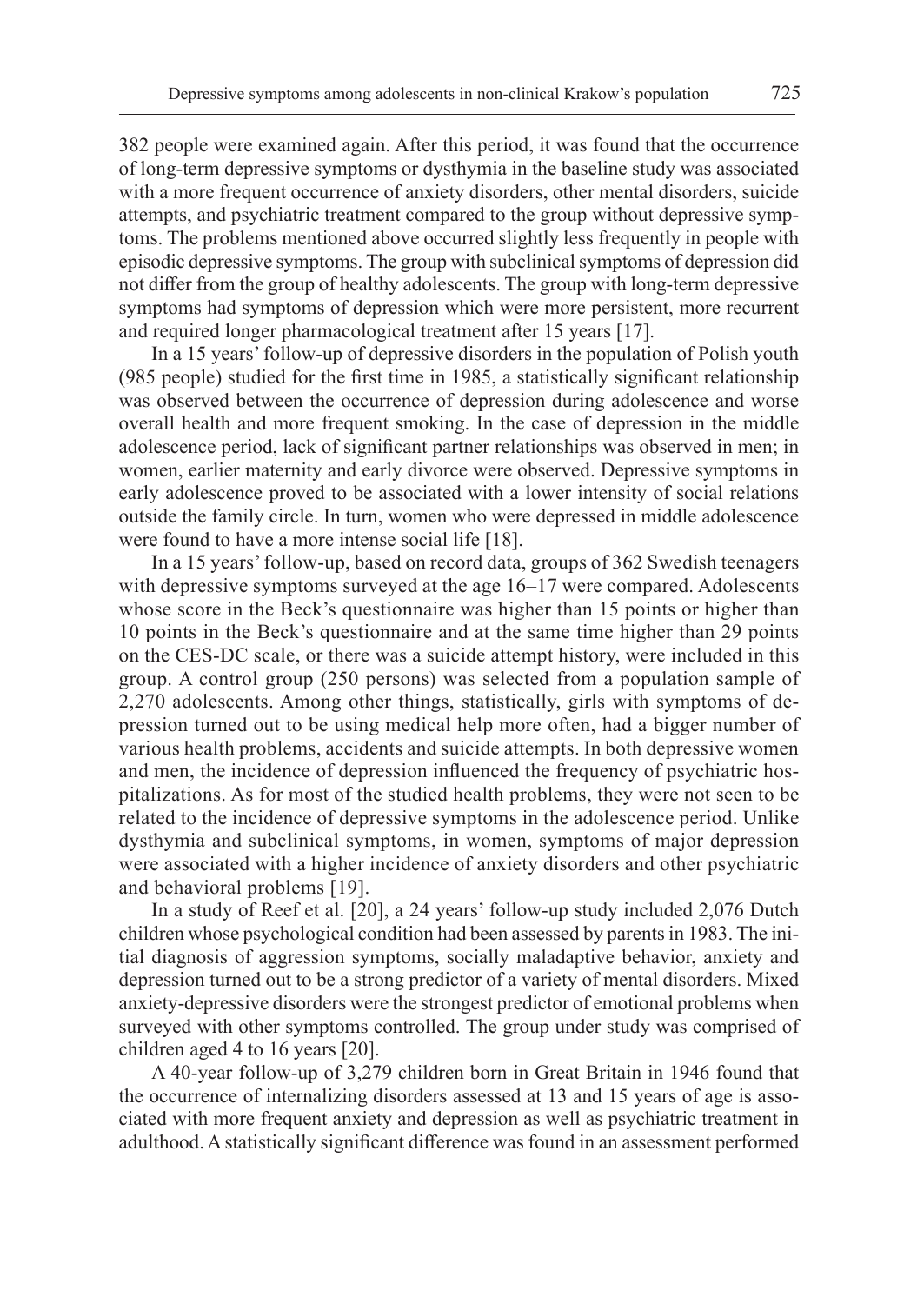382 people were examined again. After this period, it was found that the occurrence of long-term depressive symptoms or dysthymia in the baseline study was associated with a more frequent occurrence of anxiety disorders, other mental disorders, suicide attempts, and psychiatric treatment compared to the group without depressive symptoms. The problems mentioned above occurred slightly less frequently in people with episodic depressive symptoms. The group with subclinical symptoms of depression did not differ from the group of healthy adolescents. The group with long-term depressive symptoms had symptoms of depression which were more persistent, more recurrent and required longer pharmacological treatment after 15 years [17].

In a 15 years' follow-up of depressive disorders in the population of Polish youth (985 people) studied for the first time in 1985, a statistically significant relationship was observed between the occurrence of depression during adolescence and worse overall health and more frequent smoking. In the case of depression in the middle adolescence period, lack of significant partner relationships was observed in men; in women, earlier maternity and early divorce were observed. Depressive symptoms in early adolescence proved to be associated with a lower intensity of social relations outside the family circle. In turn, women who were depressed in middle adolescence were found to have a more intense social life [18].

In a 15 years' follow-up, based on record data, groups of 362 Swedish teenagers with depressive symptoms surveyed at the age 16–17 were compared. Adolescents whose score in the Beck's questionnaire was higher than 15 points or higher than 10 points in the Beck's questionnaire and at the same time higher than 29 points on the CES-DC scale, or there was a suicide attempt history, were included in this group. A control group (250 persons) was selected from a population sample of 2,270 adolescents. Among other things, statistically, girls with symptoms of depression turned out to be using medical help more often, had a bigger number of various health problems, accidents and suicide attempts. In both depressive women and men, the incidence of depression influenced the frequency of psychiatric hospitalizations. As for most of the studied health problems, they were not seen to be related to the incidence of depressive symptoms in the adolescence period. Unlike dysthymia and subclinical symptoms, in women, symptoms of major depression were associated with a higher incidence of anxiety disorders and other psychiatric and behavioral problems [19].

In a study of Reef et al. [20], a 24 years' follow-up study included 2,076 Dutch children whose psychological condition had been assessed by parents in 1983. The initial diagnosis of aggression symptoms, socially maladaptive behavior, anxiety and depression turned out to be a strong predictor of a variety of mental disorders. Mixed anxiety-depressive disorders were the strongest predictor of emotional problems when surveyed with other symptoms controlled. The group under study was comprised of children aged 4 to 16 years [20].

A 40-year follow-up of 3,279 children born in Great Britain in 1946 found that the occurrence of internalizing disorders assessed at 13 and 15 years of age is associated with more frequent anxiety and depression as well as psychiatric treatment in adulthood. A statistically significant difference was found in an assessment performed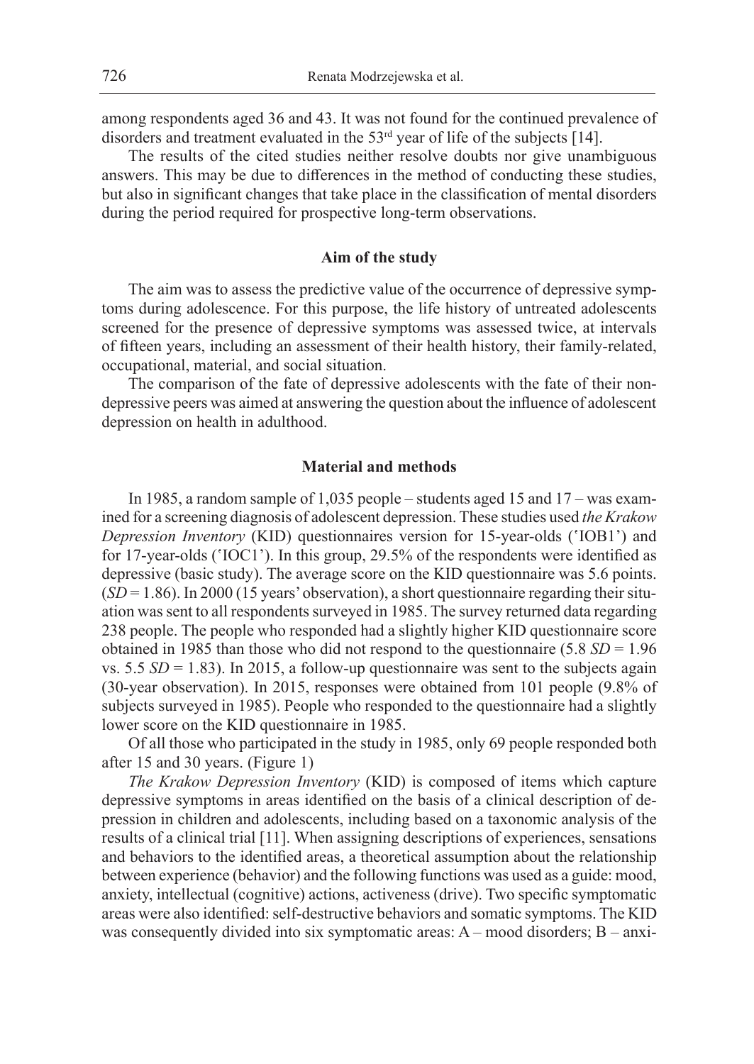among respondents aged 36 and 43. It was not found for the continued prevalence of disorders and treatment evaluated in the 53rd year of life of the subjects [14].

The results of the cited studies neither resolve doubts nor give unambiguous answers. This may be due to differences in the method of conducting these studies, but also in significant changes that take place in the classification of mental disorders during the period required for prospective long-term observations.

## Aim of the study

The aim was to assess the predictive value of the occurrence of depressive symptoms during adolescence. For this purpose, the life history of untreated adolescents screened for the presence of depressive symptoms was assessed twice, at intervals of fifteen years, including an assessment of their health history, their family-related, occupational, material, and social situation.

The comparison of the fate of depressive adolescents with the fate of their non-depressive peers was aimed at answering the question about the influence of adolescent depression on health in adulthood.

## Material and methods

In 1985, a random sample of 1,035 people – students aged 15 and 17 – was examined for a screening diagnosis of adolescent depression. These studies used *the Krakow Depression Inventory* (KID) questionnaires version for 15-year-olds ('IOB1') and for 17-year-olds ('IOC1'). In this group, 29.5% of the respondents were identified as depressive (basic study). The average score on the KID questionnaire was 5.6 points. ($SD = 1.86$). In 2000 (15 years' observation), a short questionnaire regarding their situation was sent to all respondents surveyed in 1985. The survey returned data regarding 238 people. The people who responded had a slightly higher KID questionnaire score obtained in 1985 than those who did not respond to the questionnaire (5.8 $SD = 1.96$ vs. 5.5 $SD = 1.83$). In 2015, a follow-up questionnaire was sent to the subjects again (30-year observation). In 2015, responses were obtained from 101 people (9.8% of subjects surveyed in 1985). People who responded to the questionnaire had a slightly lower score on the KID questionnaire in 1985.

Of all those who participated in the study in 1985, only 69 people responded both after 15 and 30 years. (Figure 1)

*The Krakow Depression Inventory* (KID) is composed of items which capture depressive symptoms in areas identified on the basis of a clinical description of depression in children and adolescents, including based on a taxonomic analysis of the results of a clinical trial [11]. When assigning descriptions of experiences, sensations and behaviors to the identified areas, a theoretical assumption about the relationship between experience (behavior) and the following functions was used as a guide: mood, anxiety, intellectual (cognitive) actions, activeness (drive). Two specific symptomatic areas were also identified: self-destructive behaviors and somatic symptoms. The KID was consequently divided into six symptomatic areas: A – mood disorders; B – anxi-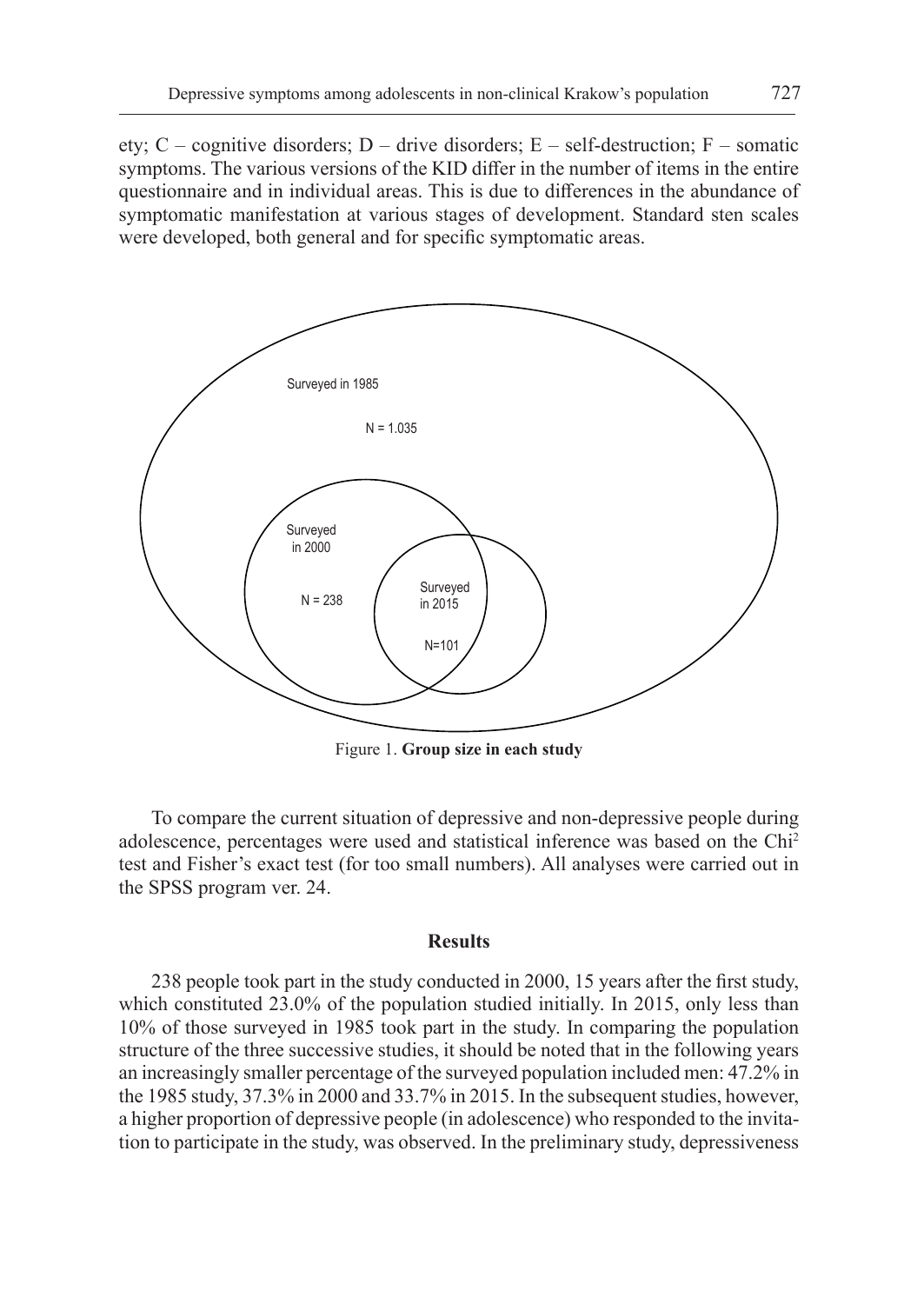ety; C – cognitive disorders; D – drive disorders; E – self-destruction; F – somatic symptoms. The various versions of the KID differ in the number of items in the entire questionnaire and in individual areas. This is due to differences in the abundance of symptomatic manifestation at various stages of development. Standard sten scales were developed, both general and for specific symptomatic areas.

Surveyed in 1985

N = 1.035

Surveyed in 2000

N = 238

Surveyed in 2015

N=101

Figure 1. **Group size in each study**

To compare the current situation of depressive and non-depressive people during adolescence, percentages were used and statistical inference was based on the $Chi^2$ test and Fisher's exact test (for too small numbers). All analyses were carried out in the SPSS program ver. 24.

## Results

238 people took part in the study conducted in 2000, 15 years after the first study, which constituted 23.0% of the population studied initially. In 2015, only less than 10% of those surveyed in 1985 took part in the study. In comparing the population structure of the three successive studies, it should be noted that in the following years an increasingly smaller percentage of the surveyed population included men: 47.2% in the 1985 study, 37.3% in 2000 and 33.7% in 2015. In the subsequent studies, however, a higher proportion of depressive people (in adolescence) who responded to the invitation to participate in the study, was observed. In the preliminary study, depressiveness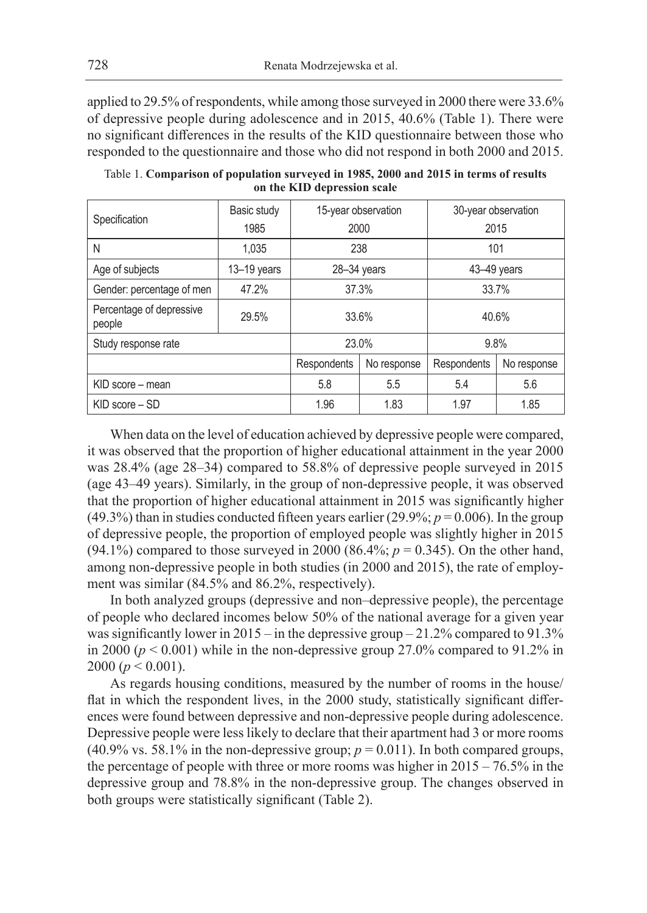applied to 29.5% of respondents, while among those surveyed in 2000 there were 33.6% of depressive people during adolescence and in 2015, 40.6% (Table 1). There were no significant differences in the results of the KID questionnaire between those who responded to the questionnaire and those who did not respond in both 2000 and 2015.

Table 1. **Comparison of population surveyed in 1985, 2000 and 2015 in terms of results on the KID depression scale**

| Specification | Basic study 1985 | 15-year observation 2000 | | 30-year observation 2015 | |
|---|---|---|---|---|---|
| N | 1,035 | 238 | | 101 | |
| Age of subjects | 13–19 years | 28–34 years | | 43–49 years | |
| Gender: percentage of men | 47.2% | 37.3% | | 33.7% | |
| Percentage of depressive people | 29.5% | 33.6% | | 40.6% | |
| Study response rate | | 23.0% | | 9.8% | |
| | | Respondents | No response | Respondents | No response |
| KID score – mean | | 5.8 | 5.5 | 5.4 | 5.6 |
| KID score – SD | | 1.96 | 1.83 | 1.97 | 1.85 |

When data on the level of education achieved by depressive people were compared, it was observed that the proportion of higher educational attainment in the year 2000 was 28.4% (age 28–34) compared to 58.8% of depressive people surveyed in 2015 (age 43–49 years). Similarly, in the group of non-depressive people, it was observed that the proportion of higher educational attainment in 2015 was significantly higher (49.3%) than in studies conducted fifteen years earlier (29.9%; $p = 0.006$). In the group of depressive people, the proportion of employed people was slightly higher in 2015 (94.1%) compared to those surveyed in 2000 (86.4%; $p = 0.345$). On the other hand, among non-depressive people in both studies (in 2000 and 2015), the rate of employment was similar (84.5% and 86.2%, respectively).

In both analyzed groups (depressive and non–depressive people), the percentage of people who declared incomes below 50% of the national average for a given year was significantly lower in 2015 – in the depressive group – 21.2% compared to 91.3% in 2000 ($p < 0.001$) while in the non-depressive group 27.0% compared to 91.2% in 2000 ($p < 0.001$).

As regards housing conditions, measured by the number of rooms in the house/flat in which the respondent lives, in the 2000 study, statistically significant differences were found between depressive and non-depressive people during adolescence. Depressive people were less likely to declare that their apartment had 3 or more rooms (40.9% vs. 58.1% in the non-depressive group; $p = 0.011$). In both compared groups, the percentage of people with three or more rooms was higher in 2015 – 76.5% in the depressive group and 78.8% in the non-depressive group. The changes observed in both groups were statistically significant (Table 2).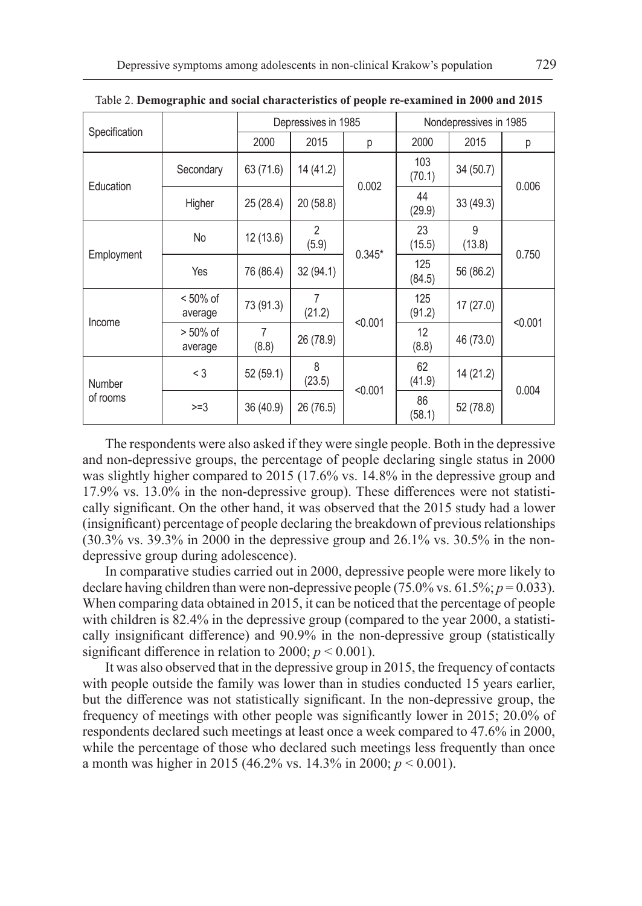Table 2. **Demographic and social characteristics of people re-examined in 2000 and 2015**

| Specification | | Depressives in 1985 | | | Nondepressives in 1985 | | |
|---|---|---|---|---|---|---|---|
| | | 2000 | 2015 | p | 2000 | 2015 | p |
| Education | Secondary | 63 (71.6) | 14 (41.2) | 0.002 | 103 (70.1) | 34 (50.7) | 0.006 |
| | Higher | 25 (28.4) | 20 (58.8) | | 44 (29.9) | 33 (49.3) | |
| Employment | No | 12 (13.6) | 2 (5.9) | 0.345* | 23 (15.5) | 9 (13.8) | 0.750 |
| | Yes | 76 (86.4) | 32 (94.1) | | 125 (84.5) | 56 (86.2) | |
| Income | < 50% of average | 73 (91.3) | 7 (21.2) | <0.001 | 125 (91.2) | 17 (27.0) | <0.001 |
| | > 50% of average | 7 (8.8) | 26 (78.9) | | 12 (8.8) | 46 (73.0) | |
| Number of rooms | < 3 | 52 (59.1) | 8 (23.5) | <0.001 | 62 (41.9) | 14 (21.2) | 0.004 |
| | >=3 | 36 (40.9) | 26 (76.5) | | 86 (58.1) | 52 (78.8) | |

The respondents were also asked if they were single people. Both in the depressive and non-depressive groups, the percentage of people declaring single status in 2000 was slightly higher compared to 2015 (17.6% vs. 14.8% in the depressive group and 17.9% vs. 13.0% in the non-depressive group). These differences were not statistically significant. On the other hand, it was observed that the 2015 study had a lower (insignificant) percentage of people declaring the breakdown of previous relationships (30.3% vs. 39.3% in 2000 in the depressive group and 26.1% vs. 30.5% in the non-depressive group during adolescence).

In comparative studies carried out in 2000, depressive people were more likely to declare having children than were non-depressive people (75.0% vs. 61.5%; $p = 0.033$). When comparing data obtained in 2015, it can be noticed that the percentage of people with children is 82.4% in the depressive group (compared to the year 2000, a statistically insignificant difference) and 90.9% in the non-depressive group (statistically significant difference in relation to 2000; $p < 0.001$).

It was also observed that in the depressive group in 2015, the frequency of contacts with people outside the family was lower than in studies conducted 15 years earlier, but the difference was not statistically significant. In the non-depressive group, the frequency of meetings with other people was significantly lower in 2015; 20.0% of respondents declared such meetings at least once a week compared to 47.6% in 2000, while the percentage of those who declared such meetings less frequently than once a month was higher in 2015 (46.2% vs. 14.3% in 2000; $p < 0.001$).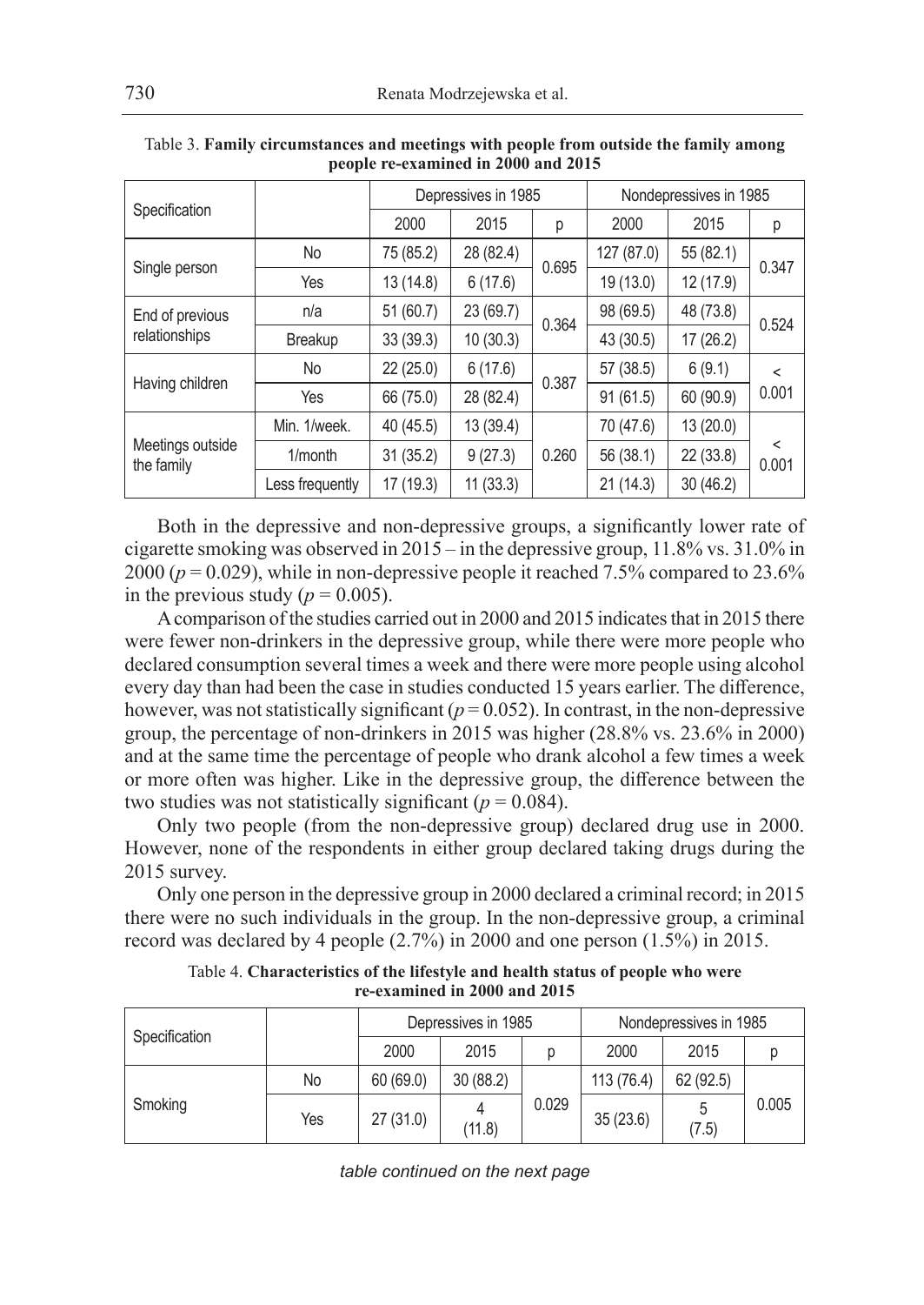Table 3. **Family circumstances and meetings with people from outside the family among people re-examined in 2000 and 2015**

| Specification | | Depressives in 1985 | | | Nondepressives in 1985 | | |
|---|---|---|---|---|---|---|---|
| | | 2000 | 2015 | p | 2000 | 2015 | p |
| Single person | No | 75 (85.2) | 28 (82.4) | 0.695 | 127 (87.0) | 55 (82.1) | 0.347 |
| | Yes | 13 (14.8) | 6 (17.6) | | 19 (13.0) | 12 (17.9) | |
| End of previous relationships | n/a | 51 (60.7) | 23 (69.7) | 0.364 | 98 (69.5) | 48 (73.8) | 0.524 |
| | Breakup | 33 (39.3) | 10 (30.3) | | 43 (30.5) | 17 (26.2) | |
| Having children | No | 22 (25.0) | 6 (17.6) | 0.387 | 57 (38.5) | 6 (9.1) | < 0.001 |
| | Yes | 66 (75.0) | 28 (82.4) | | 91 (61.5) | 60 (90.9) | |
| Meetings outside the family | Min. 1/week. | 40 (45.5) | 13 (39.4) | 0.260 | 70 (47.6) | 13 (20.0) | < 0.001 |
| | 1/month | 31 (35.2) | 9 (27.3) | | 56 (38.1) | 22 (33.8) | |
| | Less frequently | 17 (19.3) | 11 (33.3) | | 21 (14.3) | 30 (46.2) | |

Both in the depressive and non-depressive groups, a significantly lower rate of cigarette smoking was observed in 2015 – in the depressive group, 11.8% vs. 31.0% in 2000 ($p = 0.029$), while in non-depressive people it reached 7.5% compared to 23.6% in the previous study ($p = 0.005$).

A comparison of the studies carried out in 2000 and 2015 indicates that in 2015 there were fewer non-drinkers in the depressive group, while there were more people who declared consumption several times a week and there were more people using alcohol every day than had been the case in studies conducted 15 years earlier. The difference, however, was not statistically significant ($p = 0.052$). In contrast, in the non-depressive group, the percentage of non-drinkers in 2015 was higher (28.8% vs. 23.6% in 2000) and at the same time the percentage of people who drank alcohol a few times a week or more often was higher. Like in the depressive group, the difference between the two studies was not statistically significant ($p = 0.084$).

Only two people (from the non-depressive group) declared drug use in 2000. However, none of the respondents in either group declared taking drugs during the 2015 survey.

Only one person in the depressive group in 2000 declared a criminal record; in 2015 there were no such individuals in the group. In the non-depressive group, a criminal record was declared by 4 people (2.7%) in 2000 and one person (1.5%) in 2015.

Table 4. **Characteristics of the lifestyle and health status of people who were re-examined in 2000 and 2015**

| Specification | | Depressives in 1985 | | | Nondepressives in 1985 | | |
|---|---|---|---|---|---|---|---|
| | | 2000 | 2015 | p | 2000 | 2015 | p |
| Smoking | No | 60 (69.0) | 30 (88.2) | 0.029 | 113 (76.4) | 62 (92.5) | 0.005 |
| | Yes | 27 (31.0) | 4 (11.8) | | 35 (23.6) | 5 (7.5) | |

*table continued on the next page*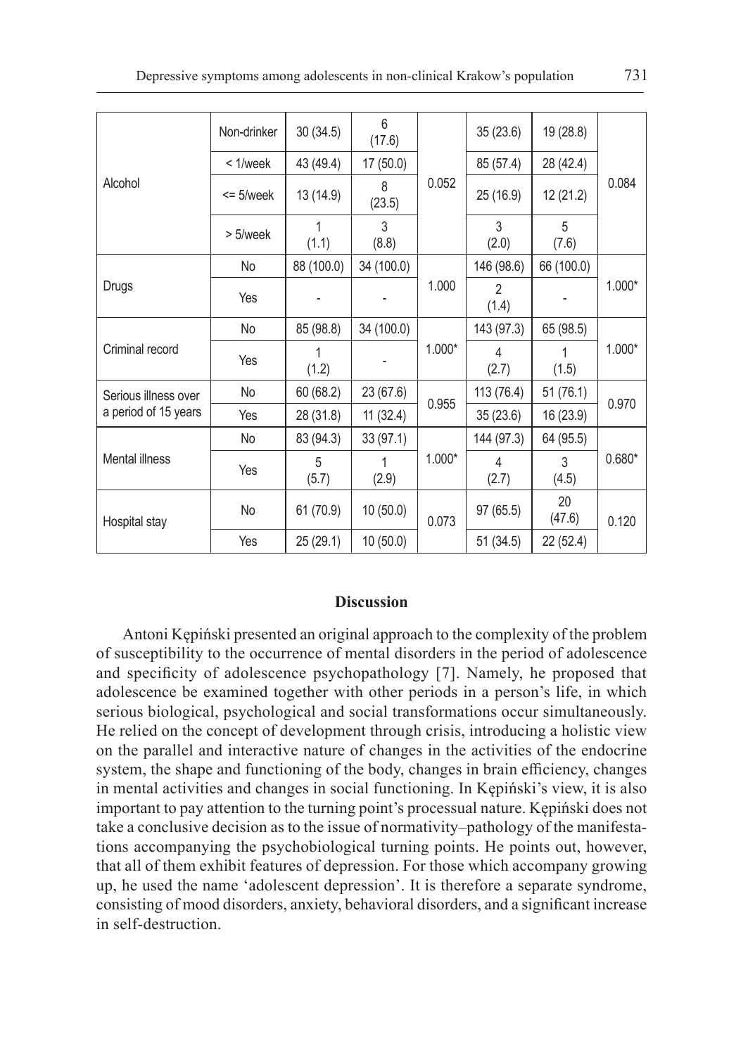| | | | | | | | |
|---|---|---|---|---|---|---|---|
| Alcohol | Non-drinker | 30 (34.5) | 6 (17.6) | 0.052 | 35 (23.6) | 19 (28.8) | 0.084 |
| | < 1/week | 43 (49.4) | 17 (50.0) | | 85 (57.4) | 28 (42.4) | |
| | <= 5/week | 13 (14.9) | 8 (23.5) | | 25 (16.9) | 12 (21.2) | |
| | > 5/week | 1 (1.1) | 3 (8.8) | | 3 (2.0) | 5 (7.6) | |
| Drugs | No | 88 (100.0) | 34 (100.0) | 1.000 | 146 (98.6) | 66 (100.0) | 1.000* |
| | Yes | - | - | | 2 (1.4) | - | |
| Criminal record | No | 85 (98.8) | 34 (100.0) | 1.000* | 143 (97.3) | 65 (98.5) | 1.000* |
| | Yes | 1 (1.2) | - | | 4 (2.7) | 1 (1.5) | |
| Serious illness over a period of 15 years | No | 60 (68.2) | 23 (67.6) | 0.955 | 113 (76.4) | 51 (76.1) | 0.970 |
| | Yes | 28 (31.8) | 11 (32.4) | | 35 (23.6) | 16 (23.9) | |
| Mental illness | No | 83 (94.3) | 33 (97.1) | 1.000* | 144 (97.3) | 64 (95.5) | 0.680* |
| | Yes | 5 (5.7) | 1 (2.9) | | 4 (2.7) | 3 (4.5) | |
| Hospital stay | No | 61 (70.9) | 10 (50.0) | 0.073 | 97 (65.5) | 20 (47.6) | 0.120 |
| | Yes | 25 (29.1) | 10 (50.0) | | 51 (34.5) | 22 (52.4) | |

## Discussion

Antoni Kępiński presented an original approach to the complexity of the problem of susceptibility to the occurrence of mental disorders in the period of adolescence and specificity of adolescence psychopathology [7]. Namely, he proposed that adolescence be examined together with other periods in a person's life, in which serious biological, psychological and social transformations occur simultaneously. He relied on the concept of development through crisis, introducing a holistic view on the parallel and interactive nature of changes in the activities of the endocrine system, the shape and functioning of the body, changes in brain efficiency, changes in mental activities and changes in social functioning. In Kępiński's view, it is also important to pay attention to the turning point's processual nature. Kępiński does not take a conclusive decision as to the issue of normativity–pathology of the manifestations accompanying the psychobiological turning points. He points out, however, that all of them exhibit features of depression. For those which accompany growing up, he used the name 'adolescent depression'. It is therefore a separate syndrome, consisting of mood disorders, anxiety, behavioral disorders, and a significant increase in self-destruction.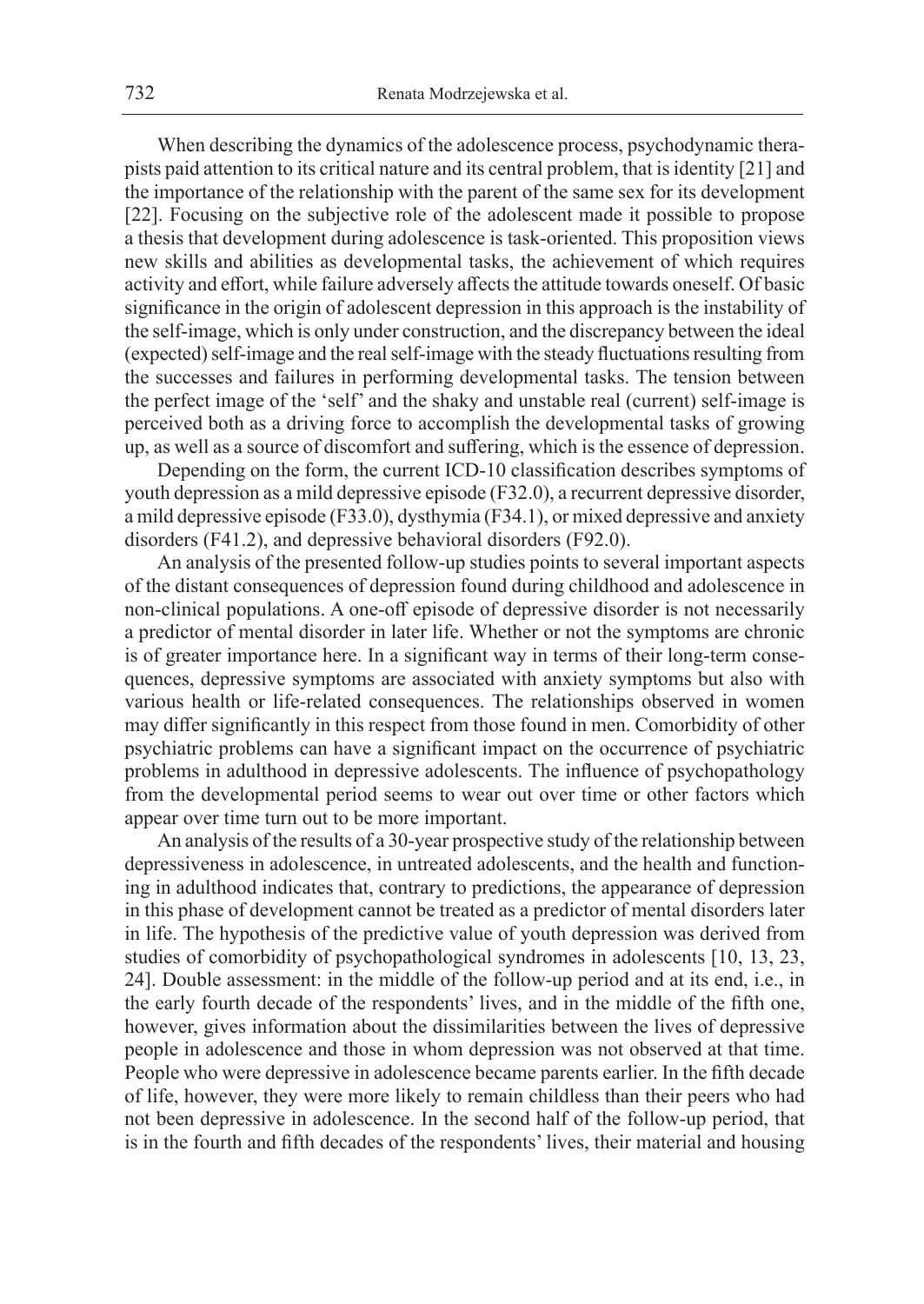When describing the dynamics of the adolescence process, psychodynamic therapists paid attention to its critical nature and its central problem, that is identity [21] and the importance of the relationship with the parent of the same sex for its development [22]. Focusing on the subjective role of the adolescent made it possible to propose a thesis that development during adolescence is task-oriented. This proposition views new skills and abilities as developmental tasks, the achievement of which requires activity and effort, while failure adversely affects the attitude towards oneself. Of basic significance in the origin of adolescent depression in this approach is the instability of the self-image, which is only under construction, and the discrepancy between the ideal (expected) self-image and the real self-image with the steady fluctuations resulting from the successes and failures in performing developmental tasks. The tension between the perfect image of the 'self' and the shaky and unstable real (current) self-image is perceived both as a driving force to accomplish the developmental tasks of growing up, as well as a source of discomfort and suffering, which is the essence of depression.

Depending on the form, the current ICD-10 classification describes symptoms of youth depression as a mild depressive episode (F32.0), a recurrent depressive disorder, a mild depressive episode (F33.0), dysthymia (F34.1), or mixed depressive and anxiety disorders (F41.2), and depressive behavioral disorders (F92.0).

An analysis of the presented follow-up studies points to several important aspects of the distant consequences of depression found during childhood and adolescence in non-clinical populations. A one-off episode of depressive disorder is not necessarily a predictor of mental disorder in later life. Whether or not the symptoms are chronic is of greater importance here. In a significant way in terms of their long-term consequences, depressive symptoms are associated with anxiety symptoms but also with various health or life-related consequences. The relationships observed in women may differ significantly in this respect from those found in men. Comorbidity of other psychiatric problems can have a significant impact on the occurrence of psychiatric problems in adulthood in depressive adolescents. The influence of psychopathology from the developmental period seems to wear out over time or other factors which appear over time turn out to be more important.

An analysis of the results of a 30-year prospective study of the relationship between depressiveness in adolescence, in untreated adolescents, and the health and functioning in adulthood indicates that, contrary to predictions, the appearance of depression in this phase of development cannot be treated as a predictor of mental disorders later in life. The hypothesis of the predictive value of youth depression was derived from studies of comorbidity of psychopathological syndromes in adolescents [10, 13, 23, 24]. Double assessment: in the middle of the follow-up period and at its end, i.e., in the early fourth decade of the respondents' lives, and in the middle of the fifth one, however, gives information about the dissimilarities between the lives of depressive people in adolescence and those in whom depression was not observed at that time. People who were depressive in adolescence became parents earlier. In the fifth decade of life, however, they were more likely to remain childless than their peers who had not been depressive in adolescence. In the second half of the follow-up period, that is in the fourth and fifth decades of the respondents' lives, their material and housing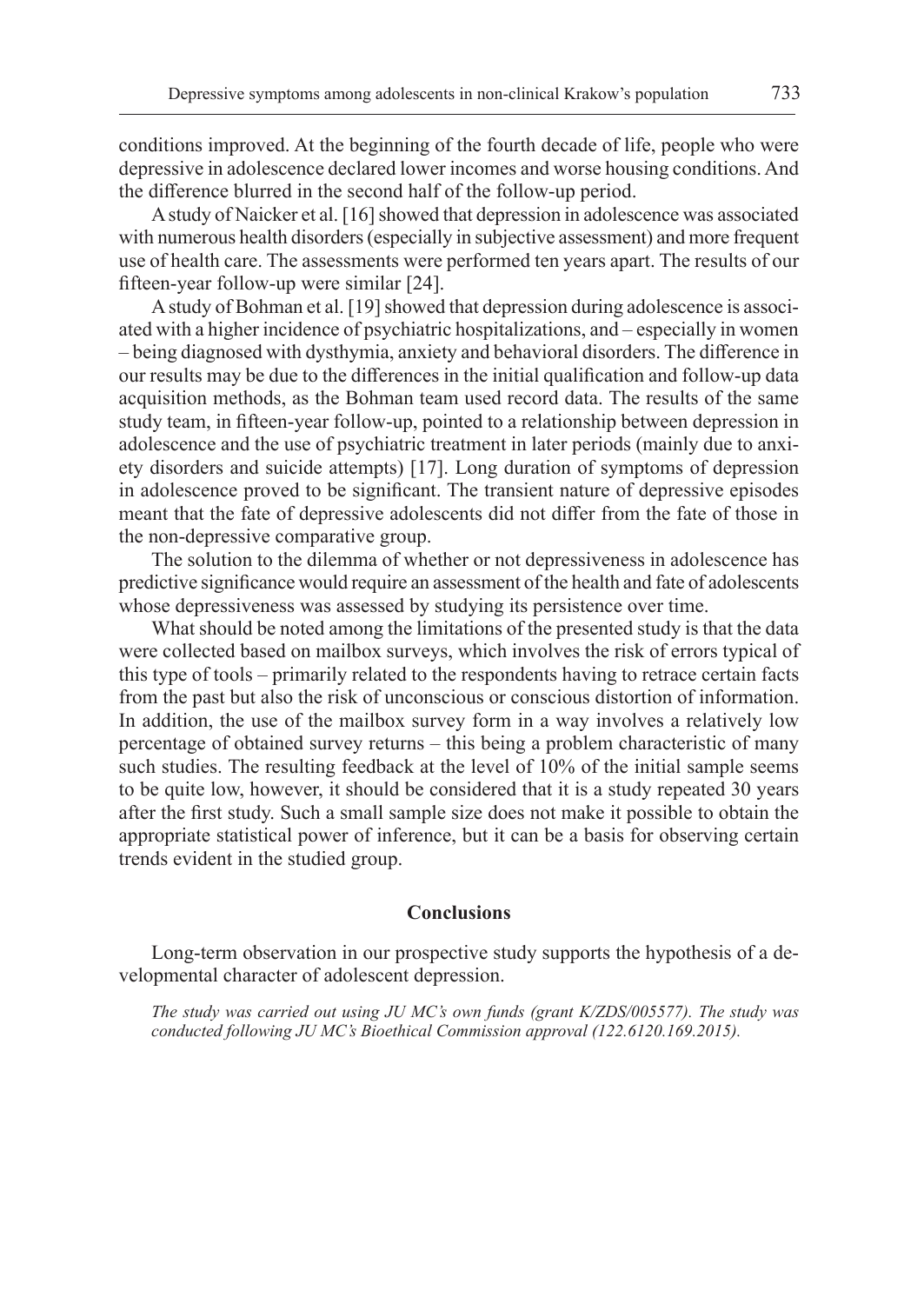conditions improved. At the beginning of the fourth decade of life, people who were depressive in adolescence declared lower incomes and worse housing conditions. And the difference blurred in the second half of the follow-up period.

A study of Naicker et al. [16] showed that depression in adolescence was associated with numerous health disorders (especially in subjective assessment) and more frequent use of health care. The assessments were performed ten years apart. The results of our fifteen-year follow-up were similar [24].

A study of Bohman et al. [19] showed that depression during adolescence is associated with a higher incidence of psychiatric hospitalizations, and – especially in women – being diagnosed with dysthymia, anxiety and behavioral disorders. The difference in our results may be due to the differences in the initial qualification and follow-up data acquisition methods, as the Bohman team used record data. The results of the same study team, in fifteen-year follow-up, pointed to a relationship between depression in adolescence and the use of psychiatric treatment in later periods (mainly due to anxiety disorders and suicide attempts) [17]. Long duration of symptoms of depression in adolescence proved to be significant. The transient nature of depressive episodes meant that the fate of depressive adolescents did not differ from the fate of those in the non-depressive comparative group.

The solution to the dilemma of whether or not depressiveness in adolescence has predictive significance would require an assessment of the health and fate of adolescents whose depressiveness was assessed by studying its persistence over time.

What should be noted among the limitations of the presented study is that the data were collected based on mailbox surveys, which involves the risk of errors typical of this type of tools – primarily related to the respondents having to retrace certain facts from the past but also the risk of unconscious or conscious distortion of information. In addition, the use of the mailbox survey form in a way involves a relatively low percentage of obtained survey returns – this being a problem characteristic of many such studies. The resulting feedback at the level of 10% of the initial sample seems to be quite low, however, it should be considered that it is a study repeated 30 years after the first study. Such a small sample size does not make it possible to obtain the appropriate statistical power of inference, but it can be a basis for observing certain trends evident in the studied group.

## Conclusions

Long-term observation in our prospective study supports the hypothesis of a developmental character of adolescent depression.

*The study was carried out using JU MC's own funds (grant K/ZDS/005577). The study was conducted following JU MC's Bioethical Commission approval (122.6120.169.2015).*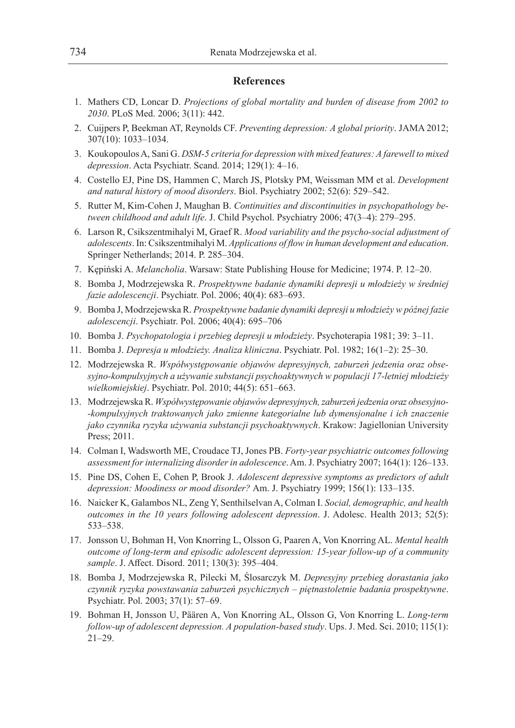## References

1. Mathers CD, Loncar D. *Projections of global mortality and burden of disease from 2002 to 2030*. PLoS Med. 2006; 3(11): 442.
2. Cuijpers P, Beekman AT, Reynolds CF. *Preventing depression: A global priority*. JAMA 2012; 307(10): 1033–1034.
3. Koukopoulos A, Sani G. *DSM-5 criteria for depression with mixed features: A farewell to mixed depression*. Acta Psychiatr. Scand. 2014; 129(1): 4–16.
4. Costello EJ, Pine DS, Hammen C, March JS, Plotsky PM, Weissman MM et al. *Development and natural history of mood disorders*. Biol. Psychiatry 2002; 52(6): 529–542.
5. Rutter M, Kim-Cohen J, Maughan B. *Continuities and discontinuities in psychopathology between childhood and adult life*. J. Child Psychol. Psychiatry 2006; 47(3–4): 279–295.
6. Larson R, Csikszentmihalyi M, Graef R. *Mood variability and the psycho-social adjustment of adolescents*. In: Csikszentmihalyi M. *Applications of flow in human development and education*. Springer Netherlands; 2014. P. 285–304.
7. Kępiński A. *Melancholia*. Warsaw: State Publishing House for Medicine; 1974. P. 12–20.
8. Bomba J, Modrzejewska R. *Prospektywne badanie dynamiki depresji u młodzieży w średniej fazie adolescencji*. Psychiatr. Pol. 2006; 40(4): 683–693.
9. Bomba J, Modrzejewska R. *Prospektywne badanie dynamiki depresji u młodzieży w późnej fazie adolescencji*. Psychiatr. Pol. 2006; 40(4): 695–706
10. Bomba J. *Psychopatologia i przebieg depresji u młodzieży*. Psychoterapia 1981; 39: 3–11.
11. Bomba J. *Depresja u młodzieży. Analiza kliniczna*. Psychiatr. Pol. 1982; 16(1–2): 25–30.
12. Modrzejewska R. *Współwystępowanie objawów depresyjnych, zaburzeń jedzenia oraz obsesyjno-kompulsyjnych a używanie substancji psychoaktywnych w populacji 17-letniej młodzieży wielkomiejskiej*. Psychiatr. Pol. 2010; 44(5): 651–663.
13. Modrzejewska R. *Współwystępowanie objawów depresyjnych, zaburzeń jedzenia oraz obsesyjno-kompulsyjnych traktowanych jako zmienne kategorialne lub dymensjonalne i ich znaczenie jako czynnika ryzyka używania substancji psychoaktywnych*. Krakow: Jagiellonian University Press; 2011.
14. Colman I, Wadsworth ME, Croudace TJ, Jones PB. *Forty-year psychiatric outcomes following assessment for internalizing disorder in adolescence*. Am. J. Psychiatry 2007; 164(1): 126–133.
15. Pine DS, Cohen E, Cohen P, Brook J. *Adolescent depressive symptoms as predictors of adult depression: Moodiness or mood disorder?* Am. J. Psychiatry 1999; 156(1): 133–135.
16. Naicker K, Galambos NL, Zeng Y, Senthilselvan A, Colman I. *Social, demographic, and health outcomes in the 10 years following adolescent depression*. J. Adolesc. Health 2013; 52(5): 533–538.
17. Jonsson U, Bohman H, Von Knorring L, Olsson G, Paaren A, Von Knorring AL. *Mental health outcome of long-term and episodic adolescent depression: 15-year follow-up of a community sample*. J. Affect. Disord. 2011; 130(3): 395–404.
18. Bomba J, Modrzejewska R, Pilecki M, Ślosarczyk M. *Depresyjny przebieg dorastania jako czynnik ryzyka powstawania zaburzeń psychicznych – piętnastoletnie badania prospektywne*. Psychiatr. Pol. 2003; 37(1): 57–69.
19. Bohman H, Jonsson U, Päären A, Von Knorring AL, Olsson G, Von Knorring L. *Long-term follow-up of adolescent depression. A population-based study*. Ups. J. Med. Sci. 2010; 115(1): 21–29.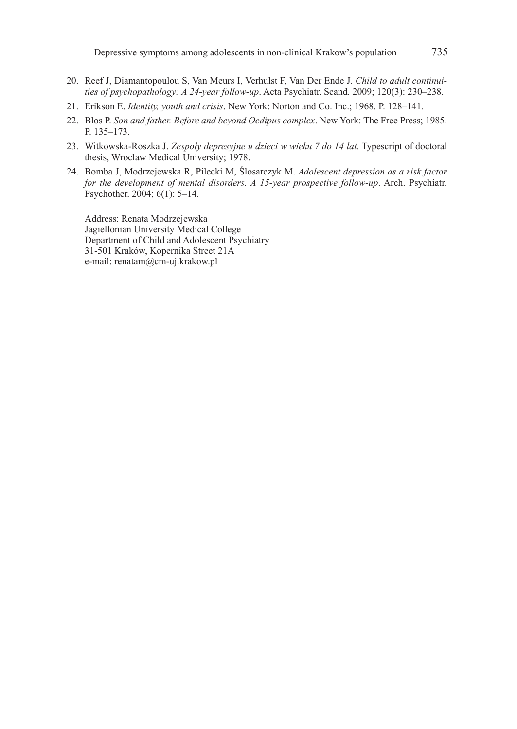20. Reef J, Diamantopoulou S, Van Meurs I, Verhulst F, Van Der Ende J. *Child to adult continuities of psychopathology: A 24-year follow-up*. Acta Psychiatr. Scand. 2009; 120(3): 230–238.
21. Erikson E. *Identity, youth and crisis*. New York: Norton and Co. Inc.; 1968. P. 128–141.
22. Blos P. *Son and father. Before and beyond Oedipus complex*. New York: The Free Press; 1985. P. 135–173.
23. Witkowska-Roszka J. *Zespoły depresyjne u dzieci w wieku 7 do 14 lat*. Typescript of doctoral thesis, Wroclaw Medical University; 1978.
24. Bomba J, Modrzejewska R, Pilecki M, Ślosarczyk M. *Adolescent depression as a risk factor for the development of mental disorders. A 15-year prospective follow-up*. Arch. Psychiatr. Psychother. 2004; 6(1): 5–14.

Address: Renata Modrzejewska
Jagiellonian University Medical College
Department of Child and Adolescent Psychiatry
31-501 Kraków, Kopernika Street 21A
e-mail: renatam@cm-uj.krakow.pl